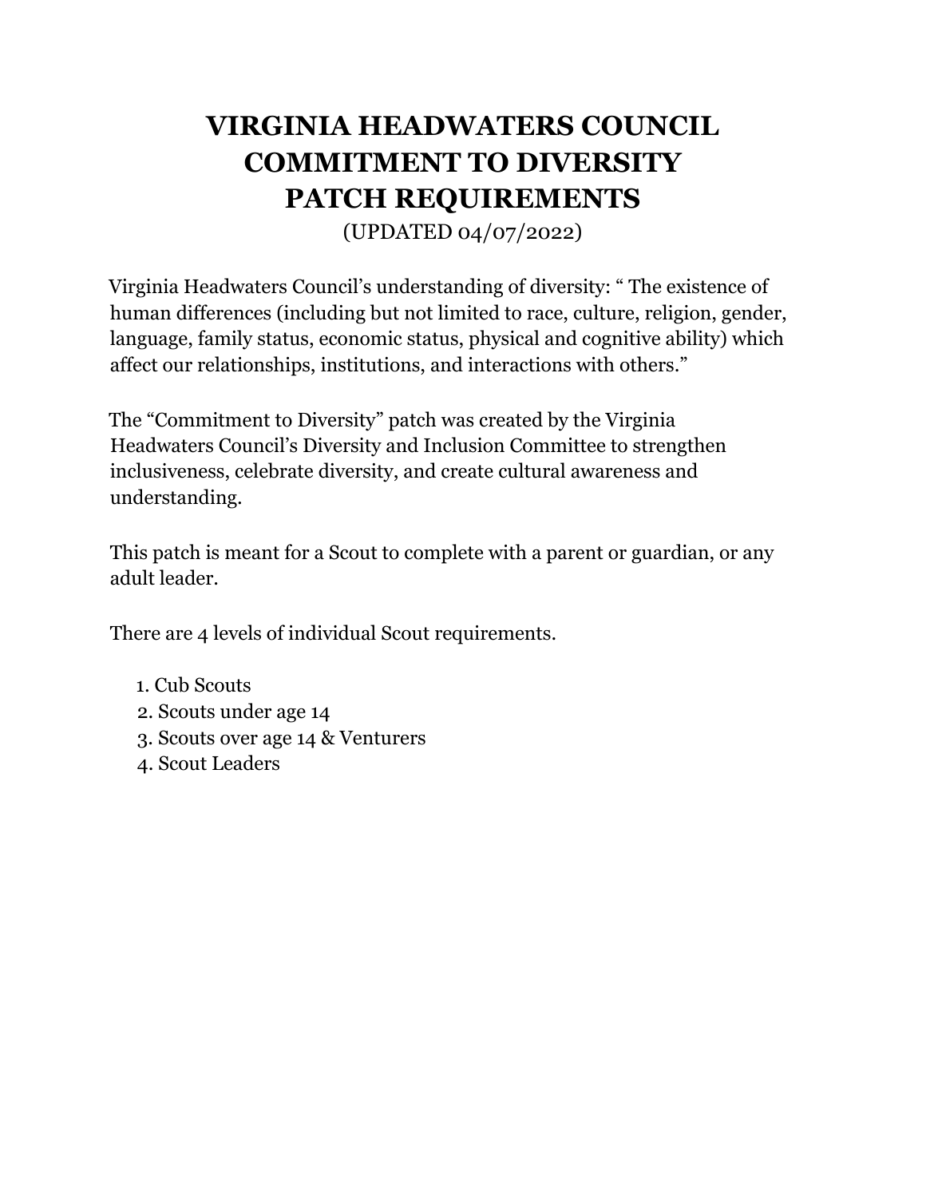# VIRGINIA HEADWATERS COUNCIL COMMITMENT TO DIVERSITY PATCH REQUIREMENTS

(UPDATED 04/07/2022)

Virginia Headwaters Council's understanding of diversity: " The existence of human differences (including but not limited to race, culture, religion, gender, language, family status, economic status, physical and cognitive ability) which affect our relationships, institutions, and interactions with others."

The "Commitment to Diversity" patch was created by the Virginia Headwaters Council's Diversity and Inclusion Committee to strengthen inclusiveness, celebrate diversity, and create cultural awareness and understanding.

This patch is meant for a Scout to complete with a parent or guardian, or any adult leader.

There are 4 levels of individual Scout requirements.

1. Cub Scouts
2. Scouts under age 14
3. Scouts over age 14 & Venturers
4. Scout Leaders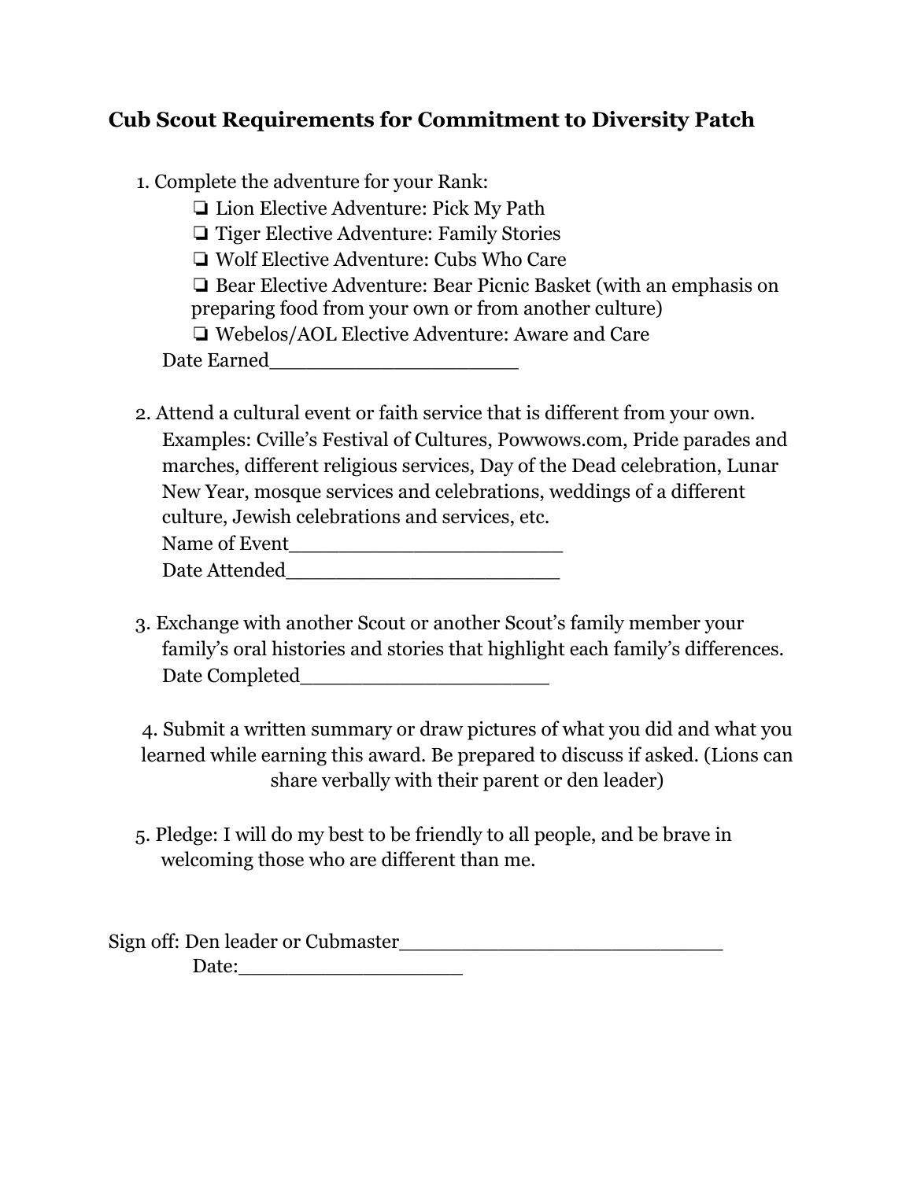## Cub Scout Requirements for Commitment to Diversity Patch

1. Complete the adventure for your Rank:
   - ❏ Lion Elective Adventure: Pick My Path
   - ❏ Tiger Elective Adventure: Family Stories
   - ❏ Wolf Elective Adventure: Cubs Who Care
   - ❏ Bear Elective Adventure: Bear Picnic Basket (with an emphasis on preparing food from your own or from another culture)
   - ❏ Webelos/AOL Elective Adventure: Aware and Care

   Date Earned____________________

2. Attend a cultural event or faith service that is different from your own. Examples: Cville's Festival of Cultures, Powwows.com, Pride parades and marches, different religious services, Day of the Dead celebration, Lunar New Year, mosque services and celebrations, weddings of a different culture, Jewish celebrations and services, etc.

   Name of Event______________________

   Date Attended______________________

3. Exchange with another Scout or another Scout's family member your family's oral histories and stories that highlight each family's differences.

   Date Completed____________________

4. Submit a written summary or draw pictures of what you did and what you learned while earning this award. Be prepared to discuss if asked. (Lions can share verbally with their parent or den leader)

5. Pledge: I will do my best to be friendly to all people, and be brave in welcoming those who are different than me.

Sign off: Den leader or Cubmaster__________________________

Date:__________________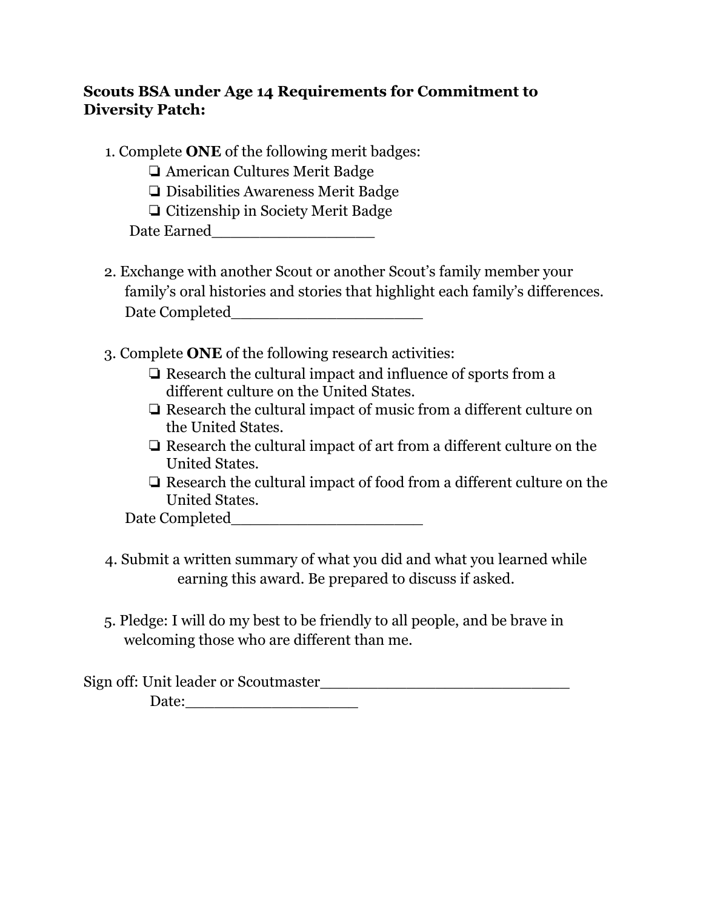**Scouts BSA under Age 14 Requirements for Commitment to Diversity Patch:**

1. Complete **ONE** of the following merit badges:
   - ❏ American Cultures Merit Badge
   - ❏ Disabilities Awareness Merit Badge
   - ❏ Citizenship in Society Merit Badge

   Date Earned_________________

2. Exchange with another Scout or another Scout's family member your family's oral histories and stories that highlight each family's differences.

   Date Completed____________________

3. Complete **ONE** of the following research activities:
   - ❏ Research the cultural impact and influence of sports from a different culture on the United States.
   - ❏ Research the cultural impact of music from a different culture on the United States.
   - ❏ Research the cultural impact of art from a different culture on the United States.
   - ❏ Research the cultural impact of food from a different culture on the United States.

   Date Completed____________________

4. Submit a written summary of what you did and what you learned while earning this award. Be prepared to discuss if asked.

5. Pledge: I will do my best to be friendly to all people, and be brave in welcoming those who are different than me.

Sign off: Unit leader or Scoutmaster__________________________

Date:__________________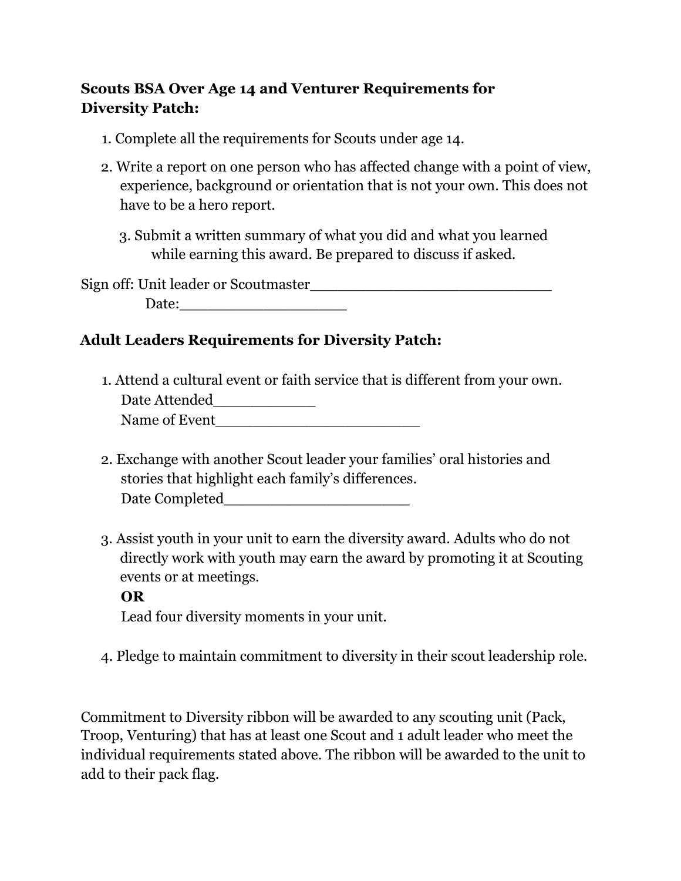**Scouts BSA Over Age 14 and Venturer Requirements for Diversity Patch:**

1. Complete all the requirements for Scouts under age 14.
2. Write a report on one person who has affected change with a point of view, experience, background or orientation that is not your own. This does not have to be a hero report.
3. Submit a written summary of what you did and what you learned while earning this award. Be prepared to discuss if asked.

Sign off: Unit leader or Scoutmaster___________________________

Date:___________________

**Adult Leaders Requirements for Diversity Patch:**

1. Attend a cultural event or faith service that is different from your own.
   Date Attended____________
   Name of Event_______________________
2. Exchange with another Scout leader your families' oral histories and stories that highlight each family's differences.
   Date Completed_____________________
3. Assist youth in your unit to earn the diversity award. Adults who do not directly work with youth may earn the award by promoting it at Scouting events or at meetings.
   **OR**
   Lead four diversity moments in your unit.
4. Pledge to maintain commitment to diversity in their scout leadership role.

Commitment to Diversity ribbon will be awarded to any scouting unit (Pack, Troop, Venturing) that has at least one Scout and 1 adult leader who meet the individual requirements stated above. The ribbon will be awarded to the unit to add to their pack flag.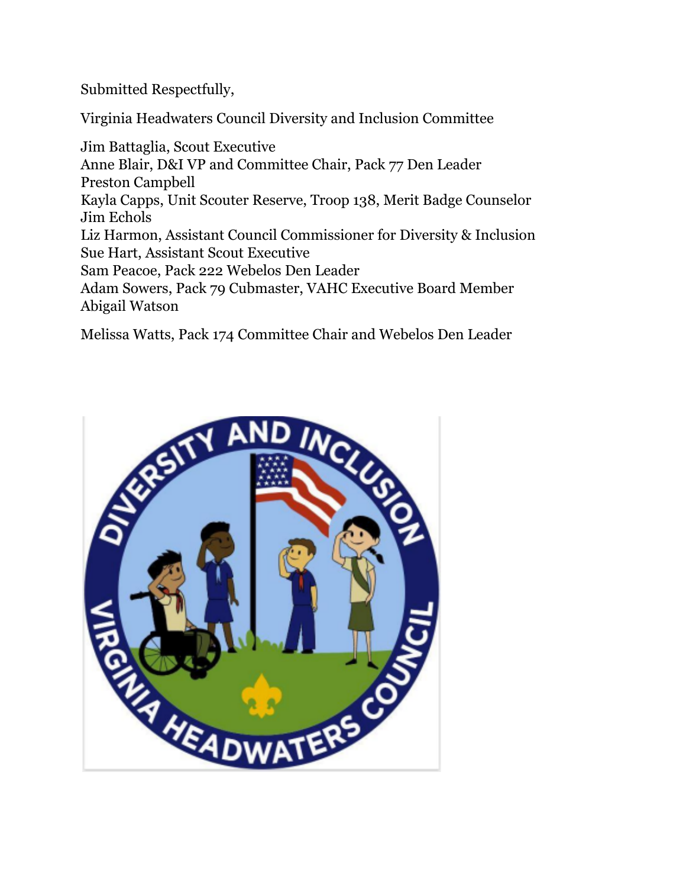Submitted Respectfully,

Virginia Headwaters Council Diversity and Inclusion Committee

Jim Battaglia, Scout Executive
Anne Blair, D&I VP and Committee Chair, Pack 77 Den Leader
Preston Campbell
Kayla Capps, Unit Scouter Reserve, Troop 138, Merit Badge Counselor
Jim Echols
Liz Harmon, Assistant Council Commissioner for Diversity & Inclusion
Sue Hart, Assistant Scout Executive
Sam Peacoe, Pack 222 Webelos Den Leader
Adam Sowers, Pack 79 Cubmaster, VAHC Executive Board Member
Abigail Watson

Melissa Watts, Pack 174 Committee Chair and Webelos Den Leader